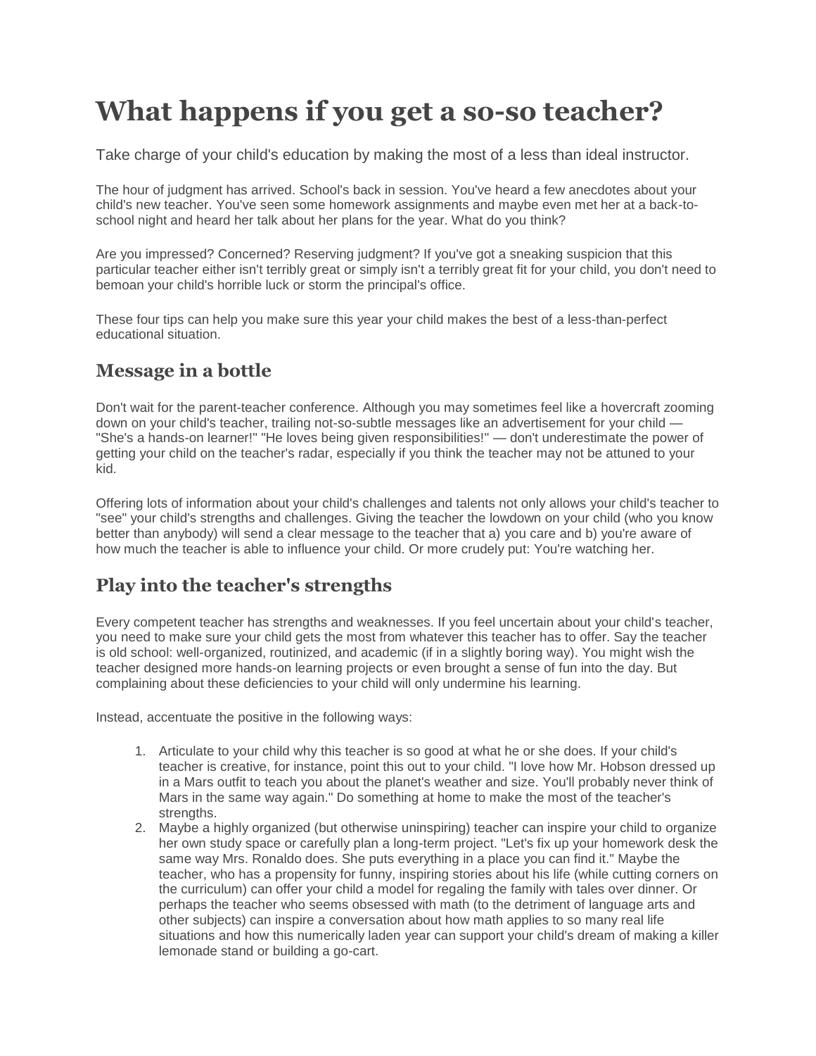# What happens if you get a so-so teacher?

Take charge of your child's education by making the most of a less than ideal instructor.

The hour of judgment has arrived. School's back in session. You've heard a few anecdotes about your child's new teacher. You've seen some homework assignments and maybe even met her at a back-to-school night and heard her talk about her plans for the year. What do you think?

Are you impressed? Concerned? Reserving judgment? If you've got a sneaking suspicion that this particular teacher either isn't terribly great or simply isn't a terribly great fit for your child, you don't need to bemoan your child's horrible luck or storm the principal's office.

These four tips can help you make sure this year your child makes the best of a less-than-perfect educational situation.

## Message in a bottle

Don't wait for the parent-teacher conference. Although you may sometimes feel like a hovercraft zooming down on your child's teacher, trailing not-so-subtle messages like an advertisement for your child — "She's a hands-on learner!" "He loves being given responsibilities!" — don't underestimate the power of getting your child on the teacher's radar, especially if you think the teacher may not be attuned to your kid.

Offering lots of information about your child's challenges and talents not only allows your child's teacher to "see" your child's strengths and challenges. Giving the teacher the lowdown on your child (who you know better than anybody) will send a clear message to the teacher that a) you care and b) you're aware of how much the teacher is able to influence your child. Or more crudely put: You're watching her.

## Play into the teacher's strengths

Every competent teacher has strengths and weaknesses. If you feel uncertain about your child's teacher, you need to make sure your child gets the most from whatever this teacher has to offer. Say the teacher is old school: well-organized, routinized, and academic (if in a slightly boring way). You might wish the teacher designed more hands-on learning projects or even brought a sense of fun into the day. But complaining about these deficiencies to your child will only undermine his learning.

Instead, accentuate the positive in the following ways:

1. Articulate to your child why this teacher is so good at what he or she does. If your child's teacher is creative, for instance, point this out to your child. "I love how Mr. Hobson dressed up in a Mars outfit to teach you about the planet's weather and size. You'll probably never think of Mars in the same way again." Do something at home to make the most of the teacher's strengths.
2. Maybe a highly organized (but otherwise uninspiring) teacher can inspire your child to organize her own study space or carefully plan a long-term project. "Let's fix up your homework desk the same way Mrs. Ronaldo does. She puts everything in a place you can find it." Maybe the teacher, who has a propensity for funny, inspiring stories about his life (while cutting corners on the curriculum) can offer your child a model for regaling the family with tales over dinner. Or perhaps the teacher who seems obsessed with math (to the detriment of language arts and other subjects) can inspire a conversation about how math applies to so many real life situations and how this numerically laden year can support your child's dream of making a killer lemonade stand or building a go-cart.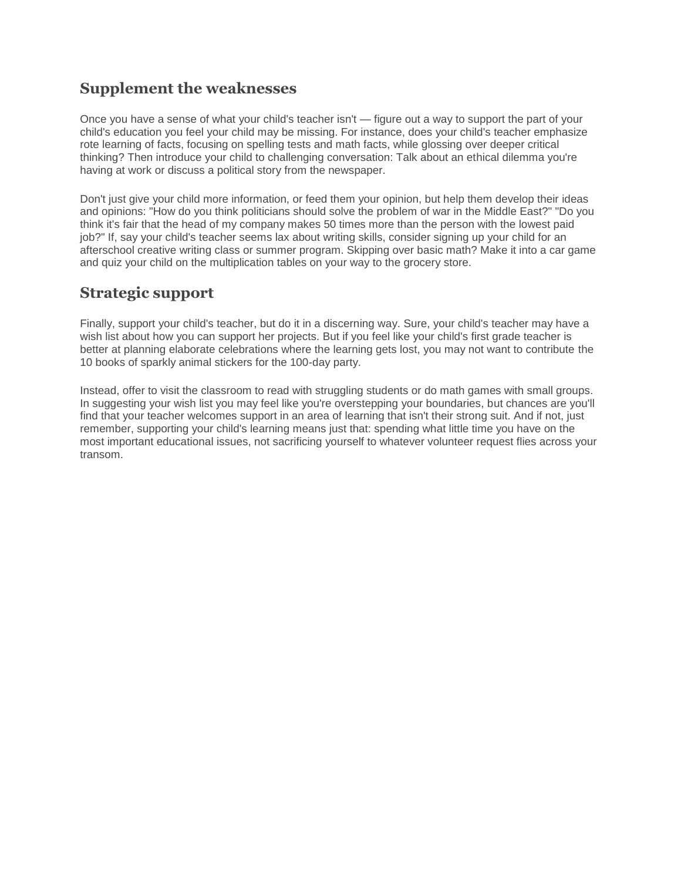## Supplement the weaknesses

Once you have a sense of what your child's teacher isn't — figure out a way to support the part of your child's education you feel your child may be missing. For instance, does your child's teacher emphasize rote learning of facts, focusing on spelling tests and math facts, while glossing over deeper critical thinking? Then introduce your child to challenging conversation: Talk about an ethical dilemma you're having at work or discuss a political story from the newspaper.

Don't just give your child more information, or feed them your opinion, but help them develop their ideas and opinions: "How do you think politicians should solve the problem of war in the Middle East?" "Do you think it's fair that the head of my company makes 50 times more than the person with the lowest paid job?" If, say your child's teacher seems lax about writing skills, consider signing up your child for an afterschool creative writing class or summer program. Skipping over basic math? Make it into a car game and quiz your child on the multiplication tables on your way to the grocery store.

## Strategic support

Finally, support your child's teacher, but do it in a discerning way. Sure, your child's teacher may have a wish list about how you can support her projects. But if you feel like your child's first grade teacher is better at planning elaborate celebrations where the learning gets lost, you may not want to contribute the 10 books of sparkly animal stickers for the 100-day party.

Instead, offer to visit the classroom to read with struggling students or do math games with small groups. In suggesting your wish list you may feel like you're overstepping your boundaries, but chances are you'll find that your teacher welcomes support in an area of learning that isn't their strong suit. And if not, just remember, supporting your child's learning means just that: spending what little time you have on the most important educational issues, not sacrificing yourself to whatever volunteer request flies across your transom.